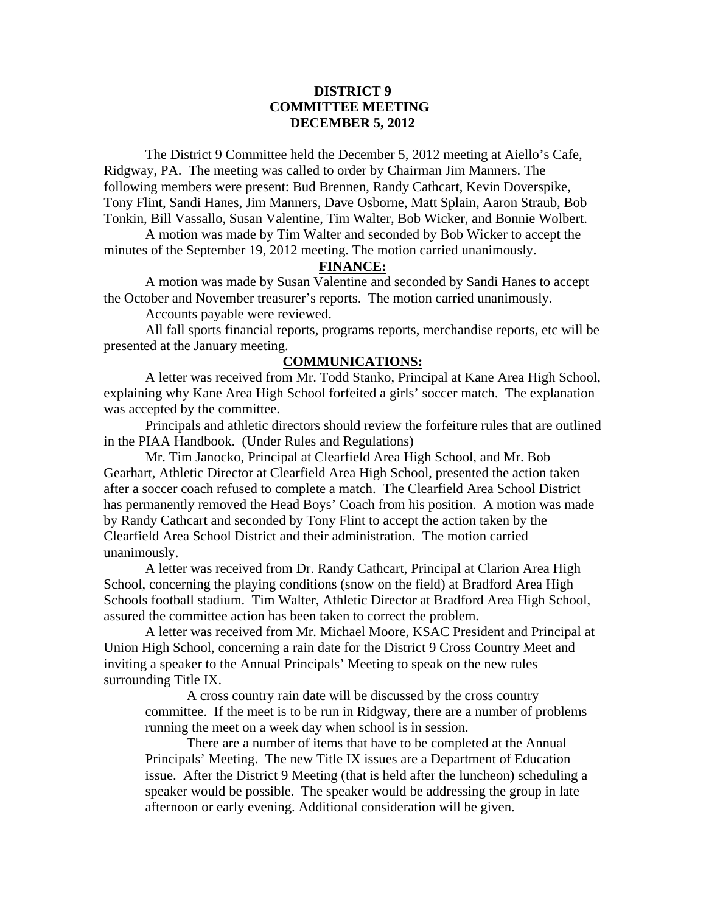# DISTRICT 9
# COMMITTEE MEETING
# DECEMBER 5, 2012

The District 9 Committee held the December 5, 2012 meeting at Aiello's Cafe, Ridgway, PA. The meeting was called to order by Chairman Jim Manners. The following members were present: Bud Brennen, Randy Cathcart, Kevin Doverspike, Tony Flint, Sandi Hanes, Jim Manners, Dave Osborne, Matt Splain, Aaron Straub, Bob Tonkin, Bill Vassallo, Susan Valentine, Tim Walter, Bob Wicker, and Bonnie Wolbert.

A motion was made by Tim Walter and seconded by Bob Wicker to accept the minutes of the September 19, 2012 meeting. The motion carried unanimously.

## FINANCE:

A motion was made by Susan Valentine and seconded by Sandi Hanes to accept the October and November treasurer's reports. The motion carried unanimously.

Accounts payable were reviewed.

All fall sports financial reports, programs reports, merchandise reports, etc will be presented at the January meeting.

## COMMUNICATIONS:

A letter was received from Mr. Todd Stanko, Principal at Kane Area High School, explaining why Kane Area High School forfeited a girls' soccer match. The explanation was accepted by the committee.

Principals and athletic directors should review the forfeiture rules that are outlined in the PIAA Handbook. (Under Rules and Regulations)

Mr. Tim Janocko, Principal at Clearfield Area High School, and Mr. Bob Gearhart, Athletic Director at Clearfield Area High School, presented the action taken after a soccer coach refused to complete a match. The Clearfield Area School District has permanently removed the Head Boys' Coach from his position. A motion was made by Randy Cathcart and seconded by Tony Flint to accept the action taken by the Clearfield Area School District and their administration. The motion carried unanimously.

A letter was received from Dr. Randy Cathcart, Principal at Clarion Area High School, concerning the playing conditions (snow on the field) at Bradford Area High Schools football stadium. Tim Walter, Athletic Director at Bradford Area High School, assured the committee action has been taken to correct the problem.

A letter was received from Mr. Michael Moore, KSAC President and Principal at Union High School, concerning a rain date for the District 9 Cross Country Meet and inviting a speaker to the Annual Principals' Meeting to speak on the new rules surrounding Title IX.

> A cross country rain date will be discussed by the cross country committee. If the meet is to be run in Ridgway, there are a number of problems running the meet on a week day when school is in session.
>
> There are a number of items that have to be completed at the Annual Principals' Meeting. The new Title IX issues are a Department of Education issue. After the District 9 Meeting (that is held after the luncheon) scheduling a speaker would be possible. The speaker would be addressing the group in late afternoon or early evening. Additional consideration will be given.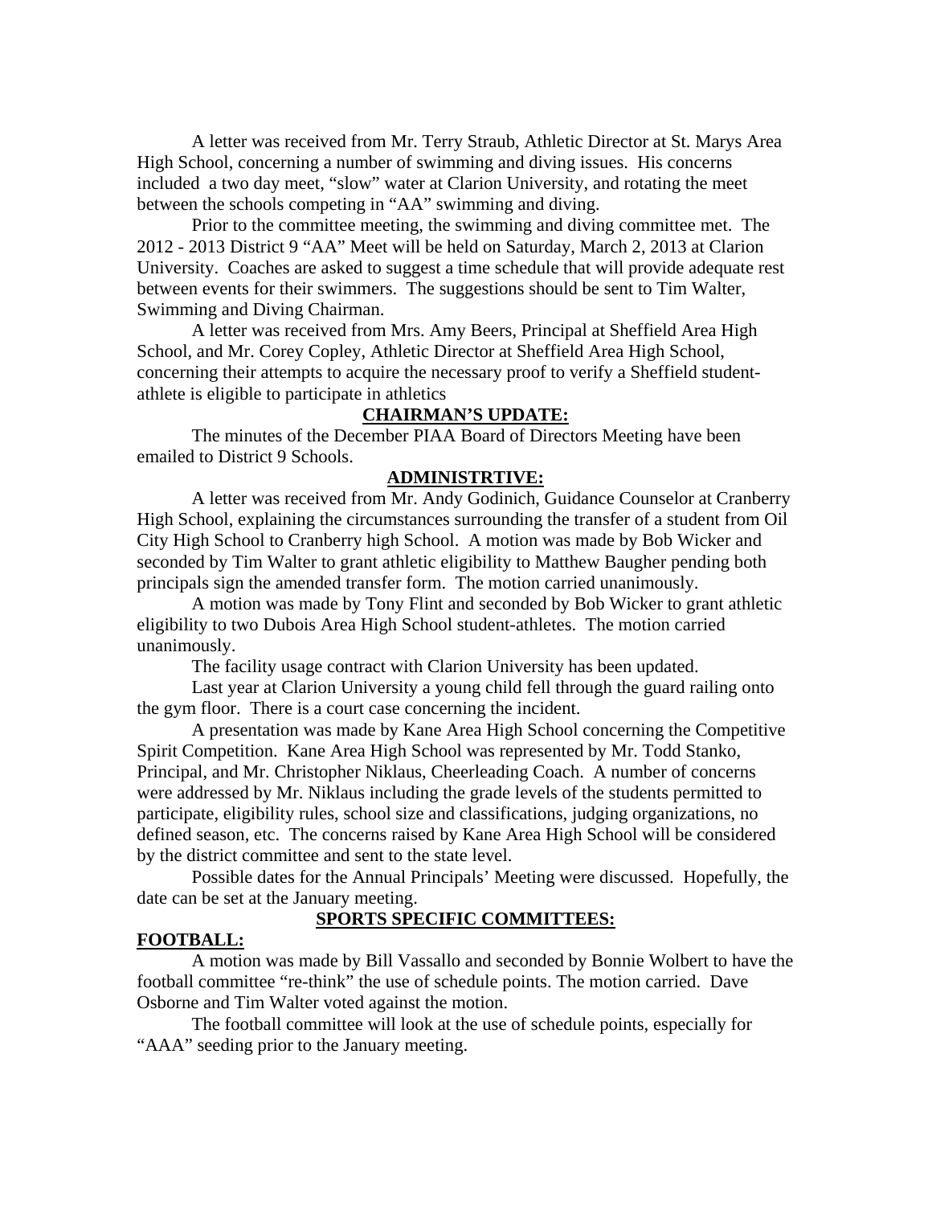A letter was received from Mr. Terry Straub, Athletic Director at St. Marys Area High School, concerning a number of swimming and diving issues. His concerns included a two day meet, "slow" water at Clarion University, and rotating the meet between the schools competing in "AA" swimming and diving.

Prior to the committee meeting, the swimming and diving committee met. The 2012 - 2013 District 9 "AA" Meet will be held on Saturday, March 2, 2013 at Clarion University. Coaches are asked to suggest a time schedule that will provide adequate rest between events for their swimmers. The suggestions should be sent to Tim Walter, Swimming and Diving Chairman.

A letter was received from Mrs. Amy Beers, Principal at Sheffield Area High School, and Mr. Corey Copley, Athletic Director at Sheffield Area High School, concerning their attempts to acquire the necessary proof to verify a Sheffield student-athlete is eligible to participate in athletics

## **CHAIRMAN'S UPDATE:**

The minutes of the December PIAA Board of Directors Meeting have been emailed to District 9 Schools.

## **ADMINISTRTIVE:**

A letter was received from Mr. Andy Godinich, Guidance Counselor at Cranberry High School, explaining the circumstances surrounding the transfer of a student from Oil City High School to Cranberry high School. A motion was made by Bob Wicker and seconded by Tim Walter to grant athletic eligibility to Matthew Baugher pending both principals sign the amended transfer form. The motion carried unanimously.

A motion was made by Tony Flint and seconded by Bob Wicker to grant athletic eligibility to two Dubois Area High School student-athletes. The motion carried unanimously.

The facility usage contract with Clarion University has been updated.

Last year at Clarion University a young child fell through the guard railing onto the gym floor. There is a court case concerning the incident.

A presentation was made by Kane Area High School concerning the Competitive Spirit Competition. Kane Area High School was represented by Mr. Todd Stanko, Principal, and Mr. Christopher Niklaus, Cheerleading Coach. A number of concerns were addressed by Mr. Niklaus including the grade levels of the students permitted to participate, eligibility rules, school size and classifications, judging organizations, no defined season, etc. The concerns raised by Kane Area High School will be considered by the district committee and sent to the state level.

Possible dates for the Annual Principals' Meeting were discussed. Hopefully, the date can be set at the January meeting.

## **SPORTS SPECIFIC COMMITTEES:**

### **FOOTBALL:**

A motion was made by Bill Vassallo and seconded by Bonnie Wolbert to have the football committee "re-think" the use of schedule points. The motion carried. Dave Osborne and Tim Walter voted against the motion.

The football committee will look at the use of schedule points, especially for "AAA" seeding prior to the January meeting.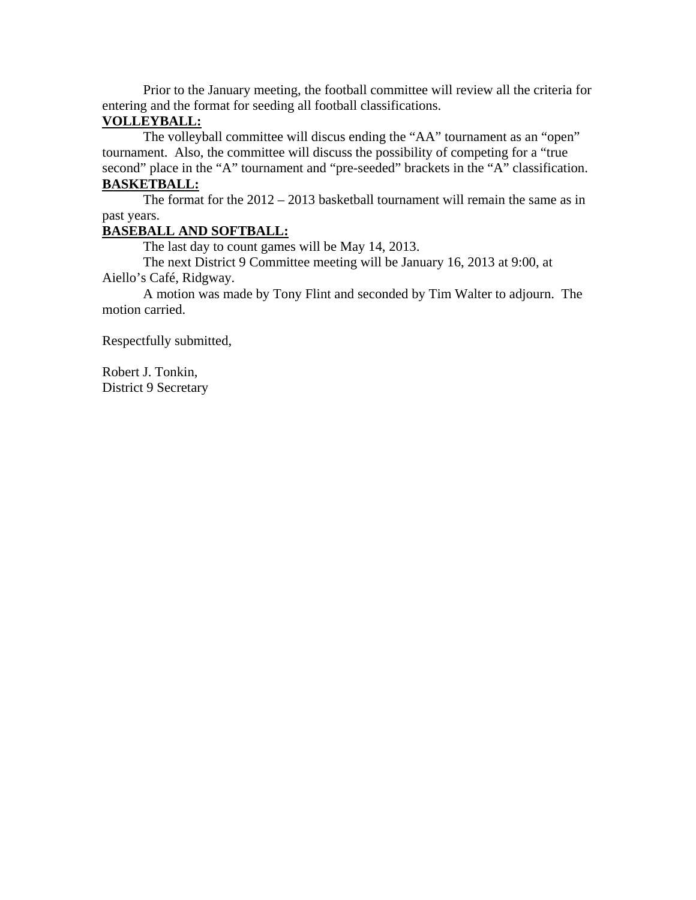Prior to the January meeting, the football committee will review all the criteria for entering and the format for seeding all football classifications.

**VOLLEYBALL:**

The volleyball committee will discus ending the "AA" tournament as an "open" tournament. Also, the committee will discuss the possibility of competing for a "true second" place in the "A" tournament and "pre-seeded" brackets in the "A" classification.

**BASKETBALL:**

The format for the 2012 – 2013 basketball tournament will remain the same as in past years.

**BASEBALL AND SOFTBALL:**

The last day to count games will be May 14, 2013.

The next District 9 Committee meeting will be January 16, 2013 at 9:00, at Aiello's Café, Ridgway.

A motion was made by Tony Flint and seconded by Tim Walter to adjourn. The motion carried.

Respectfully submitted,

Robert J. Tonkin,
District 9 Secretary